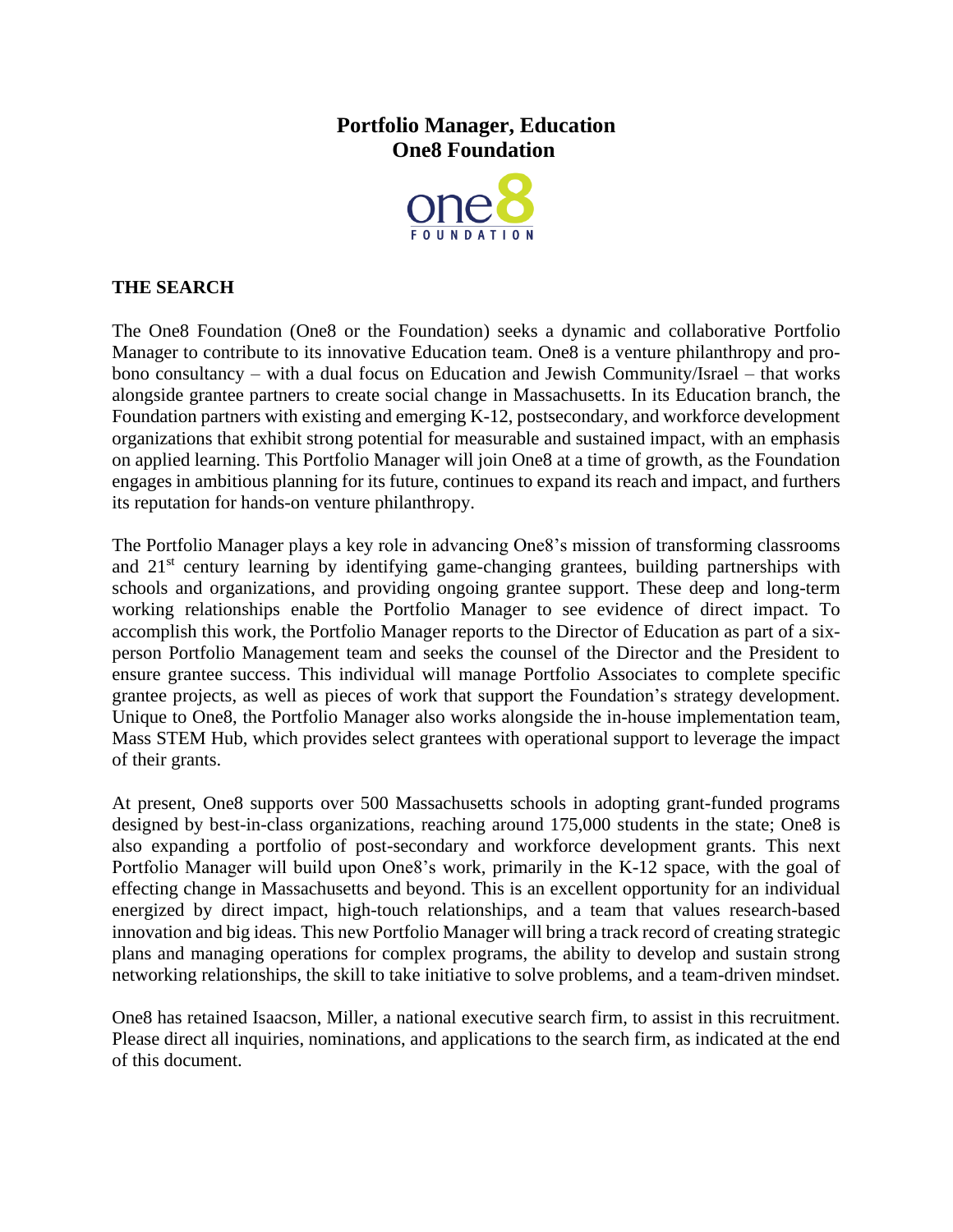# Portfolio Manager, Education
# One8 Foundation

## THE SEARCH

The One8 Foundation (One8 or the Foundation) seeks a dynamic and collaborative Portfolio Manager to contribute to its innovative Education team. One8 is a venture philanthropy and pro-bono consultancy – with a dual focus on Education and Jewish Community/Israel – that works alongside grantee partners to create social change in Massachusetts. In its Education branch, the Foundation partners with existing and emerging K-12, postsecondary, and workforce development organizations that exhibit strong potential for measurable and sustained impact, with an emphasis on applied learning. This Portfolio Manager will join One8 at a time of growth, as the Foundation engages in ambitious planning for its future, continues to expand its reach and impact, and furthers its reputation for hands-on venture philanthropy.

The Portfolio Manager plays a key role in advancing One8's mission of transforming classrooms and 21st century learning by identifying game-changing grantees, building partnerships with schools and organizations, and providing ongoing grantee support. These deep and long-term working relationships enable the Portfolio Manager to see evidence of direct impact. To accomplish this work, the Portfolio Manager reports to the Director of Education as part of a six-person Portfolio Management team and seeks the counsel of the Director and the President to ensure grantee success. This individual will manage Portfolio Associates to complete specific grantee projects, as well as pieces of work that support the Foundation's strategy development. Unique to One8, the Portfolio Manager also works alongside the in-house implementation team, Mass STEM Hub, which provides select grantees with operational support to leverage the impact of their grants.

At present, One8 supports over 500 Massachusetts schools in adopting grant-funded programs designed by best-in-class organizations, reaching around 175,000 students in the state; One8 is also expanding a portfolio of post-secondary and workforce development grants. This next Portfolio Manager will build upon One8's work, primarily in the K-12 space, with the goal of effecting change in Massachusetts and beyond. This is an excellent opportunity for an individual energized by direct impact, high-touch relationships, and a team that values research-based innovation and big ideas. This new Portfolio Manager will bring a track record of creating strategic plans and managing operations for complex programs, the ability to develop and sustain strong networking relationships, the skill to take initiative to solve problems, and a team-driven mindset.

One8 has retained Isaacson, Miller, a national executive search firm, to assist in this recruitment. Please direct all inquiries, nominations, and applications to the search firm, as indicated at the end of this document.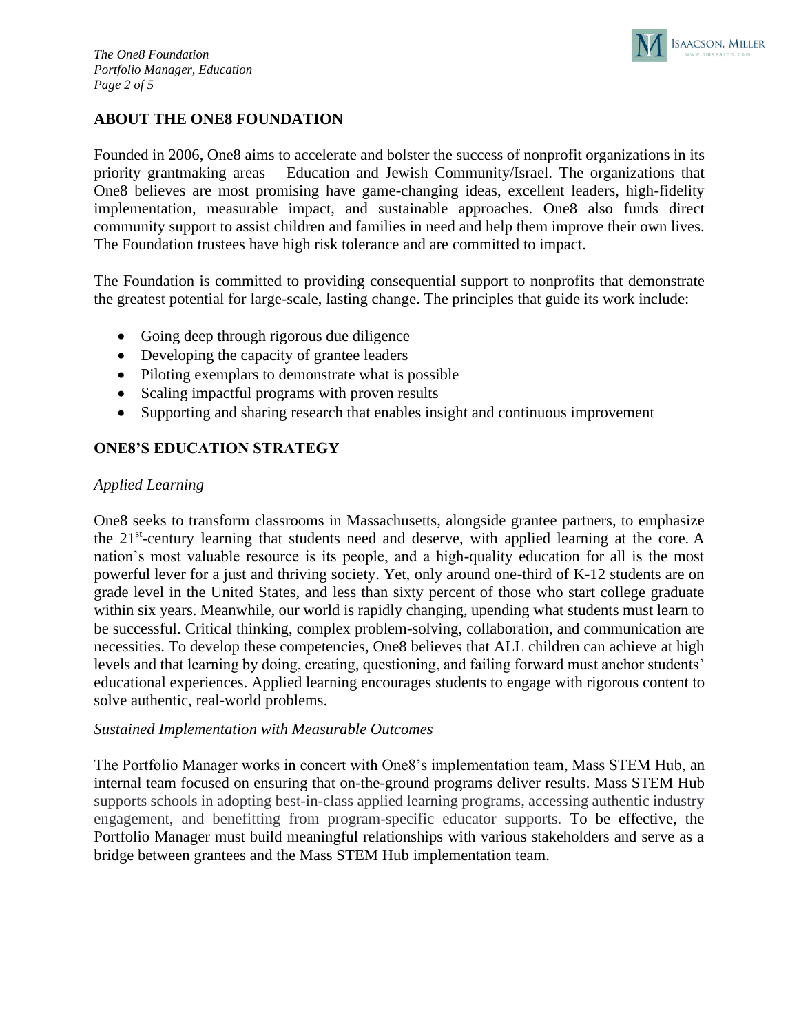## ABOUT THE ONE8 FOUNDATION

Founded in 2006, One8 aims to accelerate and bolster the success of nonprofit organizations in its priority grantmaking areas – Education and Jewish Community/Israel. The organizations that One8 believes are most promising have game-changing ideas, excellent leaders, high-fidelity implementation, measurable impact, and sustainable approaches. One8 also funds direct community support to assist children and families in need and help them improve their own lives. The Foundation trustees have high risk tolerance and are committed to impact.

The Foundation is committed to providing consequential support to nonprofits that demonstrate the greatest potential for large-scale, lasting change. The principles that guide its work include:

- Going deep through rigorous due diligence
- Developing the capacity of grantee leaders
- Piloting exemplars to demonstrate what is possible
- Scaling impactful programs with proven results
- Supporting and sharing research that enables insight and continuous improvement

## ONE8'S EDUCATION STRATEGY

*Applied Learning*

One8 seeks to transform classrooms in Massachusetts, alongside grantee partners, to emphasize the 21st-century learning that students need and deserve, with applied learning at the core. A nation's most valuable resource is its people, and a high-quality education for all is the most powerful lever for a just and thriving society. Yet, only around one-third of K-12 students are on grade level in the United States, and less than sixty percent of those who start college graduate within six years. Meanwhile, our world is rapidly changing, upending what students must learn to be successful. Critical thinking, complex problem-solving, collaboration, and communication are necessities. To develop these competencies, One8 believes that ALL children can achieve at high levels and that learning by doing, creating, questioning, and failing forward must anchor students' educational experiences. Applied learning encourages students to engage with rigorous content to solve authentic, real-world problems.

*Sustained Implementation with Measurable Outcomes*

The Portfolio Manager works in concert with One8's implementation team, Mass STEM Hub, an internal team focused on ensuring that on-the-ground programs deliver results. Mass STEM Hub supports schools in adopting best-in-class applied learning programs, accessing authentic industry engagement, and benefitting from program-specific educator supports. To be effective, the Portfolio Manager must build meaningful relationships with various stakeholders and serve as a bridge between grantees and the Mass STEM Hub implementation team.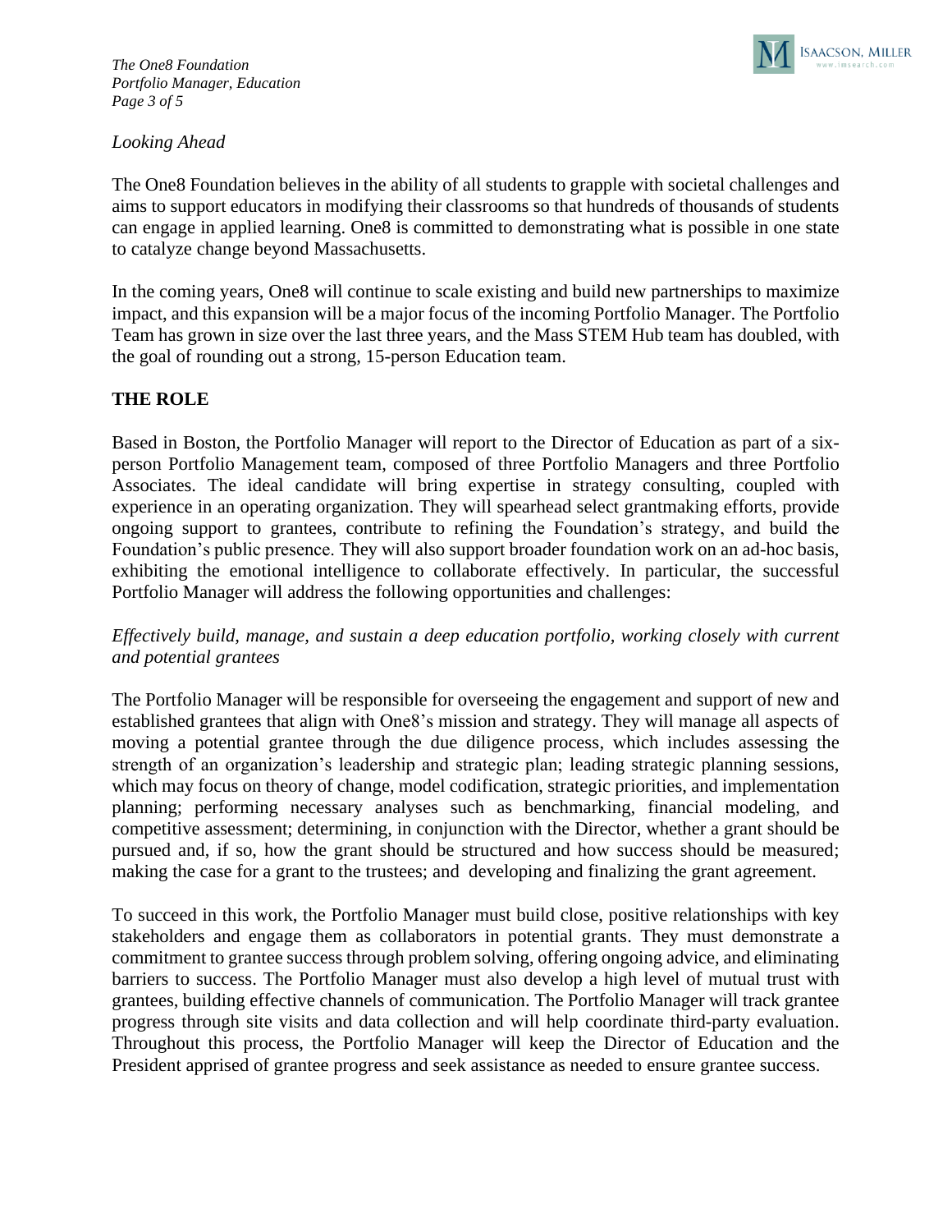*Looking Ahead*

The One8 Foundation believes in the ability of all students to grapple with societal challenges and aims to support educators in modifying their classrooms so that hundreds of thousands of students can engage in applied learning. One8 is committed to demonstrating what is possible in one state to catalyze change beyond Massachusetts.

In the coming years, One8 will continue to scale existing and build new partnerships to maximize impact, and this expansion will be a major focus of the incoming Portfolio Manager. The Portfolio Team has grown in size over the last three years, and the Mass STEM Hub team has doubled, with the goal of rounding out a strong, 15-person Education team.

## THE ROLE

Based in Boston, the Portfolio Manager will report to the Director of Education as part of a six-person Portfolio Management team, composed of three Portfolio Managers and three Portfolio Associates. The ideal candidate will bring expertise in strategy consulting, coupled with experience in an operating organization. They will spearhead select grantmaking efforts, provide ongoing support to grantees, contribute to refining the Foundation's strategy, and build the Foundation's public presence. They will also support broader foundation work on an ad-hoc basis, exhibiting the emotional intelligence to collaborate effectively. In particular, the successful Portfolio Manager will address the following opportunities and challenges:

*Effectively build, manage, and sustain a deep education portfolio, working closely with current and potential grantees*

The Portfolio Manager will be responsible for overseeing the engagement and support of new and established grantees that align with One8's mission and strategy. They will manage all aspects of moving a potential grantee through the due diligence process, which includes assessing the strength of an organization's leadership and strategic plan; leading strategic planning sessions, which may focus on theory of change, model codification, strategic priorities, and implementation planning; performing necessary analyses such as benchmarking, financial modeling, and competitive assessment; determining, in conjunction with the Director, whether a grant should be pursued and, if so, how the grant should be structured and how success should be measured; making the case for a grant to the trustees; and developing and finalizing the grant agreement.

To succeed in this work, the Portfolio Manager must build close, positive relationships with key stakeholders and engage them as collaborators in potential grants. They must demonstrate a commitment to grantee success through problem solving, offering ongoing advice, and eliminating barriers to success. The Portfolio Manager must also develop a high level of mutual trust with grantees, building effective channels of communication. The Portfolio Manager will track grantee progress through site visits and data collection and will help coordinate third-party evaluation. Throughout this process, the Portfolio Manager will keep the Director of Education and the President apprised of grantee progress and seek assistance as needed to ensure grantee success.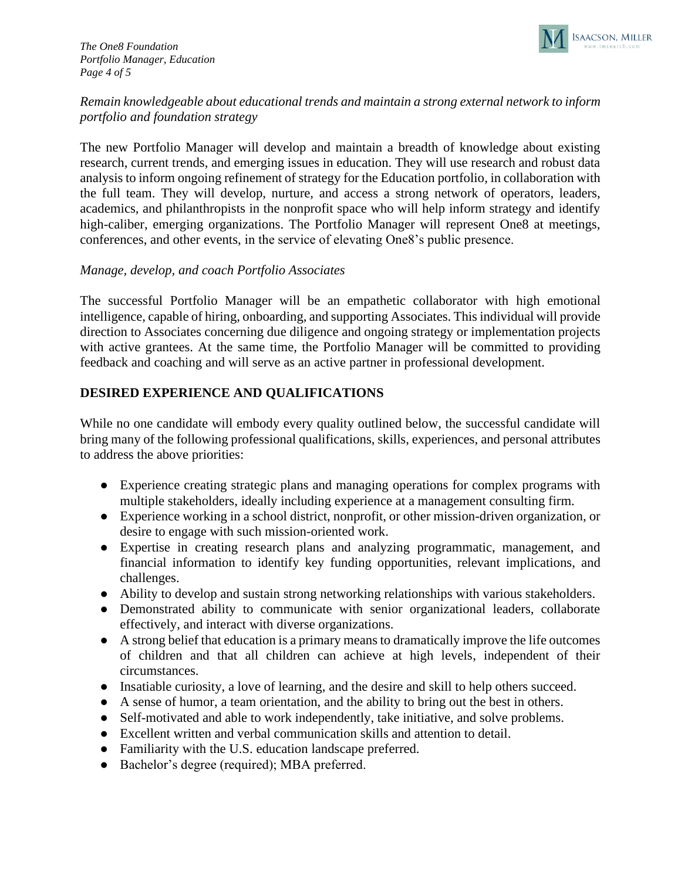*Remain knowledgeable about educational trends and maintain a strong external network to inform portfolio and foundation strategy*

The new Portfolio Manager will develop and maintain a breadth of knowledge about existing research, current trends, and emerging issues in education. They will use research and robust data analysis to inform ongoing refinement of strategy for the Education portfolio, in collaboration with the full team. They will develop, nurture, and access a strong network of operators, leaders, academics, and philanthropists in the nonprofit space who will help inform strategy and identify high-caliber, emerging organizations. The Portfolio Manager will represent One8 at meetings, conferences, and other events, in the service of elevating One8's public presence.

*Manage, develop, and coach Portfolio Associates*

The successful Portfolio Manager will be an empathetic collaborator with high emotional intelligence, capable of hiring, onboarding, and supporting Associates. This individual will provide direction to Associates concerning due diligence and ongoing strategy or implementation projects with active grantees. At the same time, the Portfolio Manager will be committed to providing feedback and coaching and will serve as an active partner in professional development.

## DESIRED EXPERIENCE AND QUALIFICATIONS

While no one candidate will embody every quality outlined below, the successful candidate will bring many of the following professional qualifications, skills, experiences, and personal attributes to address the above priorities:

- Experience creating strategic plans and managing operations for complex programs with multiple stakeholders, ideally including experience at a management consulting firm.
- Experience working in a school district, nonprofit, or other mission-driven organization, or desire to engage with such mission-oriented work.
- Expertise in creating research plans and analyzing programmatic, management, and financial information to identify key funding opportunities, relevant implications, and challenges.
- Ability to develop and sustain strong networking relationships with various stakeholders.
- Demonstrated ability to communicate with senior organizational leaders, collaborate effectively, and interact with diverse organizations.
- A strong belief that education is a primary means to dramatically improve the life outcomes of children and that all children can achieve at high levels, independent of their circumstances.
- Insatiable curiosity, a love of learning, and the desire and skill to help others succeed.
- A sense of humor, a team orientation, and the ability to bring out the best in others.
- Self-motivated and able to work independently, take initiative, and solve problems.
- Excellent written and verbal communication skills and attention to detail.
- Familiarity with the U.S. education landscape preferred.
- Bachelor's degree (required); MBA preferred.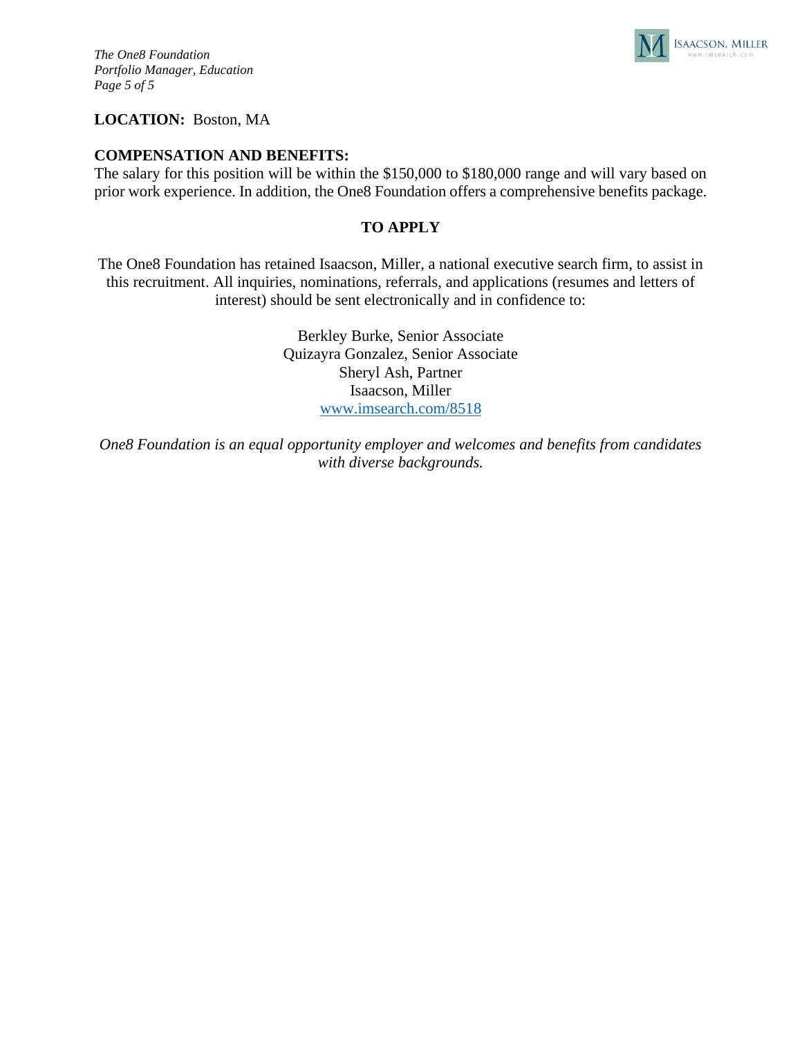**LOCATION:** Boston, MA

**COMPENSATION AND BENEFITS:**

The salary for this position will be within the $150,000 to $180,000 range and will vary based on prior work experience. In addition, the One8 Foundation offers a comprehensive benefits package.

## TO APPLY

The One8 Foundation has retained Isaacson, Miller, a national executive search firm, to assist in this recruitment. All inquiries, nominations, referrals, and applications (resumes and letters of interest) should be sent electronically and in confidence to:

Berkley Burke, Senior Associate
Quizayra Gonzalez, Senior Associate
Sheryl Ash, Partner
Isaacson, Miller
[www.imsearch.com/8518](http://www.imsearch.com/8518)

*One8 Foundation is an equal opportunity employer and welcomes and benefits from candidates with diverse backgrounds.*